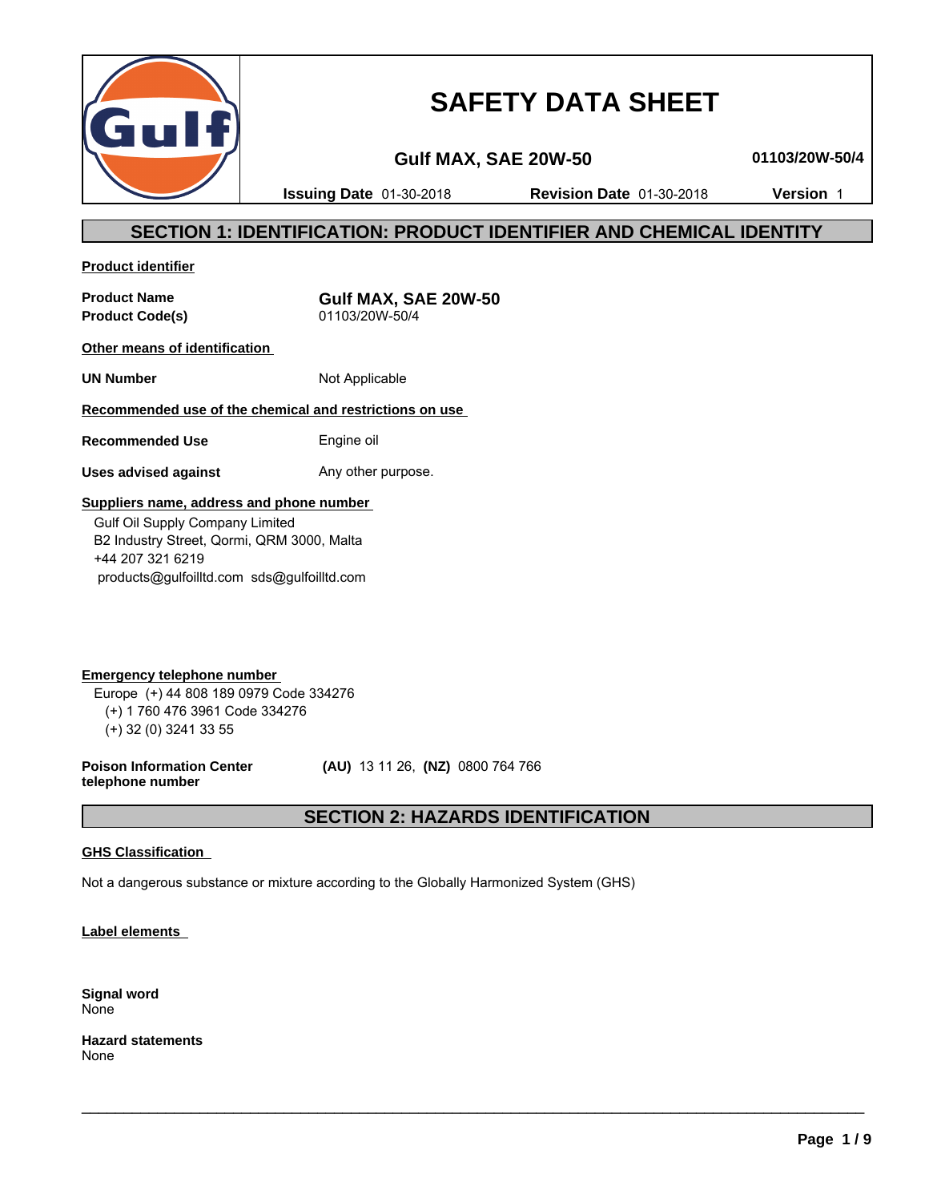# SAFETY DATA SHEET

**Gulf MAX, SAE 20W-50** **01103/20W-50/4**

**Issuing Date** 01-30-2018 **Revision Date** 01-30-2018 **Version** 1

## SECTION 1: IDENTIFICATION: PRODUCT IDENTIFIER AND CHEMICAL IDENTITY

**Product identifier**

**Product Name** **Gulf MAX, SAE 20W-50**
**Product Code(s)** 01103/20W-50/4

**Other means of identification**

**UN Number** Not Applicable

**Recommended use of the chemical and restrictions on use**

**Recommended Use** Engine oil

**Uses advised against** Any other purpose.

**Suppliers name, address and phone number**

Gulf Oil Supply Company Limited
B2 Industry Street, Qormi, QRM 3000, Malta
+44 207 321 6219
products@gulfoilltd.com sds@gulfoilltd.com

**Emergency telephone number**

Europe (+) 44 808 189 0979 Code 334276
(+) 1 760 476 3961 Code 334276
(+) 32 (0) 3241 33 55

**Poison Information Center telephone number** **(AU)** 13 11 26, **(NZ)** 0800 764 766

## SECTION 2: HAZARDS IDENTIFICATION

**GHS Classification**

Not a dangerous substance or mixture according to the Globally Harmonized System (GHS)

**Label elements**

**Signal word**
None

**Hazard statements**
None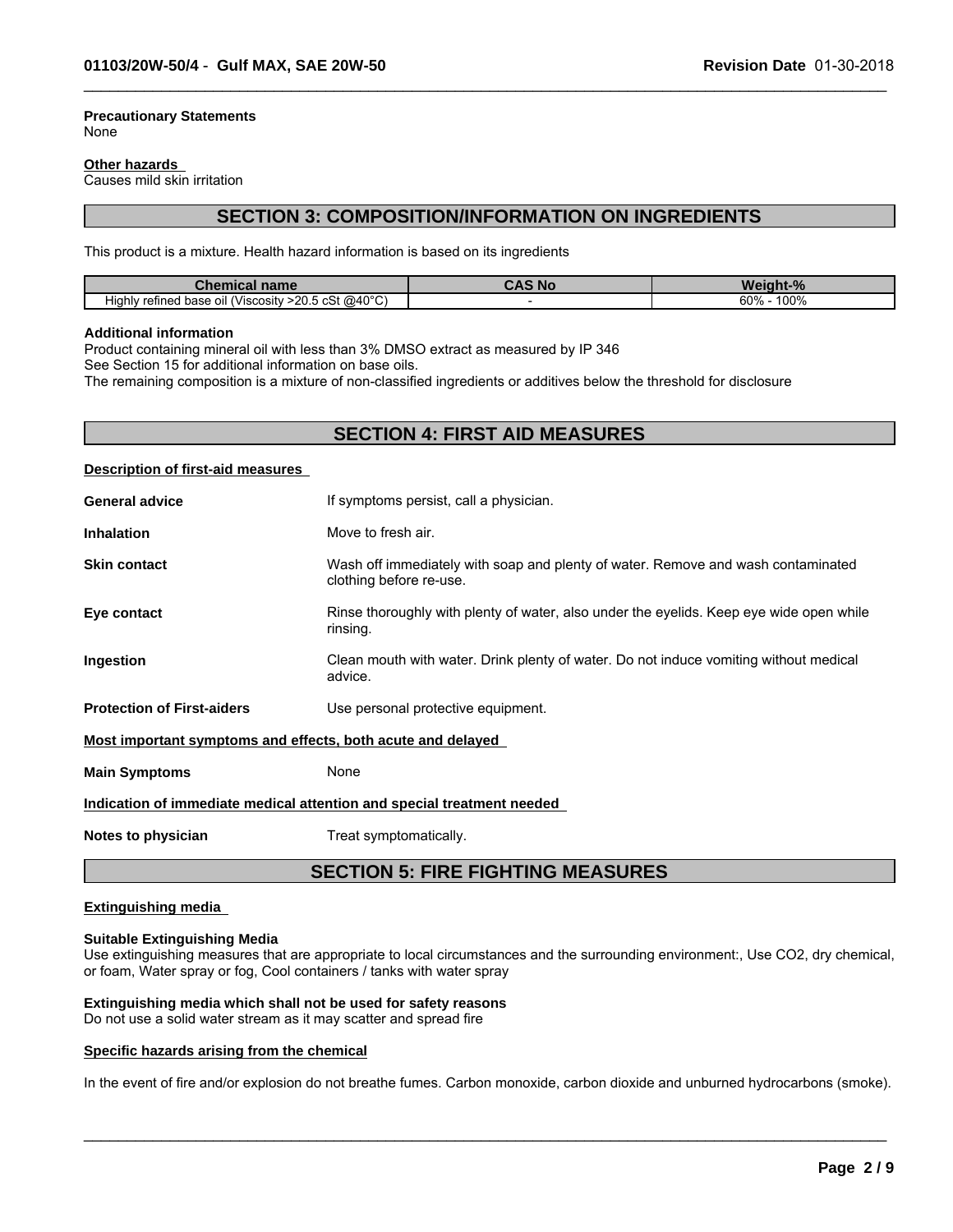**Precautionary Statements**
None

**Other hazards**
Causes mild skin irritation

## SECTION 3: COMPOSITION/INFORMATION ON INGREDIENTS

This product is a mixture. Health hazard information is based on its ingredients

| Chemical name | CAS No | Weight-% |
|---|---|---|
| Highly refined base oil (Viscosity >20.5 cSt @40°C) | - | 60% - 100% |

**Additional information**
Product containing mineral oil with less than 3% DMSO extract as measured by IP 346
See Section 15 for additional information on base oils.
The remaining composition is a mixture of non-classified ingredients or additives below the threshold for disclosure

## SECTION 4: FIRST AID MEASURES

**Description of first-aid measures**

**General advice** If symptoms persist, call a physician.

**Inhalation** Move to fresh air.

**Skin contact** Wash off immediately with soap and plenty of water. Remove and wash contaminated clothing before re-use.

**Eye contact** Rinse thoroughly with plenty of water, also under the eyelids. Keep eye wide open while rinsing.

**Ingestion** Clean mouth with water. Drink plenty of water. Do not induce vomiting without medical advice.

**Protection of First-aiders** Use personal protective equipment.

**Most important symptoms and effects, both acute and delayed**

**Main Symptoms** None

**Indication of immediate medical attention and special treatment needed**

**Notes to physician** Treat symptomatically.

## SECTION 5: FIRE FIGHTING MEASURES

**Extinguishing media**

**Suitable Extinguishing Media**
Use extinguishing measures that are appropriate to local circumstances and the surrounding environment:, Use $CO_2$, dry chemical, or foam, Water spray or fog, Cool containers / tanks with water spray

**Extinguishing media which shall not be used for safety reasons**
Do not use a solid water stream as it may scatter and spread fire

**Specific hazards arising from the chemical**

In the event of fire and/or explosion do not breathe fumes. Carbon monoxide, carbon dioxide and unburned hydrocarbons (smoke).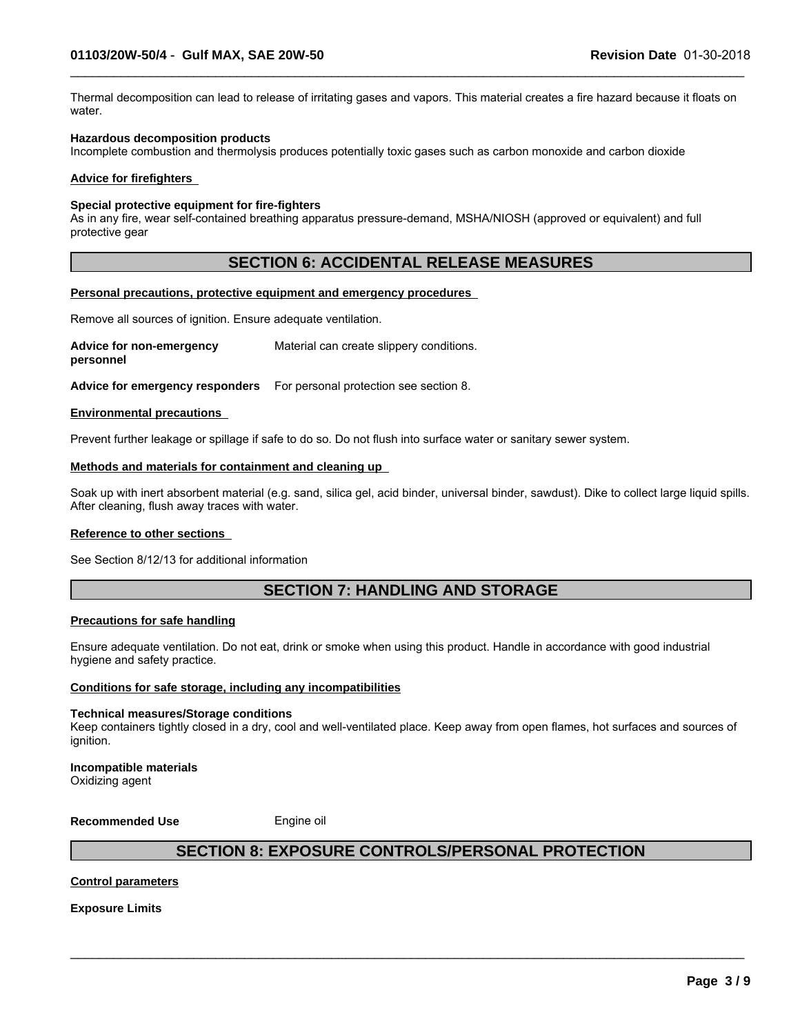Thermal decomposition can lead to release of irritating gases and vapors. This material creates a fire hazard because it floats on water.

**Hazardous decomposition products**
Incomplete combustion and thermolysis produces potentially toxic gases such as carbon monoxide and carbon dioxide

**Advice for firefighters**

**Special protective equipment for fire-fighters**
As in any fire, wear self-contained breathing apparatus pressure-demand, MSHA/NIOSH (approved or equivalent) and full protective gear

## SECTION 6: ACCIDENTAL RELEASE MEASURES

**Personal precautions, protective equipment and emergency procedures**

Remove all sources of ignition. Ensure adequate ventilation.

**Advice for non-emergency personnel** Material can create slippery conditions.

**Advice for emergency responders** For personal protection see section 8.

**Environmental precautions**

Prevent further leakage or spillage if safe to do so. Do not flush into surface water or sanitary sewer system.

**Methods and materials for containment and cleaning up**

Soak up with inert absorbent material (e.g. sand, silica gel, acid binder, universal binder, sawdust). Dike to collect large liquid spills. After cleaning, flush away traces with water.

**Reference to other sections**

See Section 8/12/13 for additional information

## SECTION 7: HANDLING AND STORAGE

**Precautions for safe handling**

Ensure adequate ventilation. Do not eat, drink or smoke when using this product. Handle in accordance with good industrial hygiene and safety practice.

**Conditions for safe storage, including any incompatibilities**

**Technical measures/Storage conditions**
Keep containers tightly closed in a dry, cool and well-ventilated place. Keep away from open flames, hot surfaces and sources of ignition.

**Incompatible materials**
Oxidizing agent

**Recommended Use** Engine oil

## SECTION 8: EXPOSURE CONTROLS/PERSONAL PROTECTION

**Control parameters**

**Exposure Limits**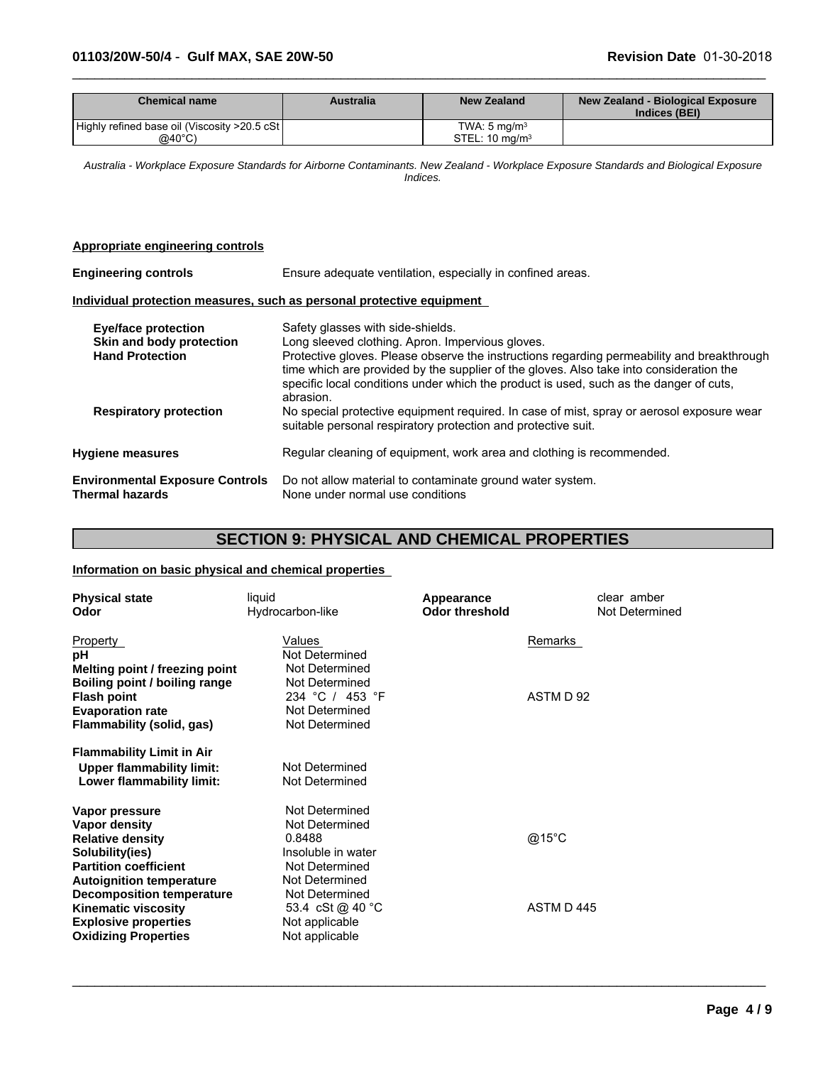| Chemical name | Australia | New Zealand | New Zealand - Biological Exposure Indices (BEI) |
|---|---|---|---|
| Highly refined base oil (Viscosity >20.5 cSt @40°C) | | TWA: 5 mg/m$^3$<br>STEL: 10 mg/m$^3$ | |

*Australia - Workplace Exposure Standards for Airborne Contaminants. New Zealand - Workplace Exposure Standards and Biological Exposure Indices.*

**Appropriate engineering controls**

**Engineering controls** Ensure adequate ventilation, especially in confined areas.

**Individual protection measures, such as personal protective equipment**

**Eye/face protection** Safety glasses with side-shields.

**Skin and body protection** Long sleeved clothing. Apron. Impervious gloves.

**Hand Protection** Protective gloves. Please observe the instructions regarding permeability and breakthrough time which are provided by the supplier of the gloves. Also take into consideration the specific local conditions under which the product is used, such as the danger of cuts, abrasion.

**Respiratory protection** No special protective equipment required. In case of mist, spray or aerosol exposure wear suitable personal respiratory protection and protective suit.

**Hygiene measures** Regular cleaning of equipment, work area and clothing is recommended.

**Environmental Exposure Controls** Do not allow material to contaminate ground water system.

**Thermal hazards** None under normal use conditions

## SECTION 9: PHYSICAL AND CHEMICAL PROPERTIES

**Information on basic physical and chemical properties**

| | | | |
|---|---|---|---|
| **Physical state** | liquid | **Appearance** | clear amber |
| **Odor** | Hydrocarbon-like | **Odor threshold** | Not Determined |

| Property | Values | Remarks |
|---|---|---|
| **pH** | Not Determined | |
| **Melting point / freezing point** | Not Determined | |
| **Boiling point / boiling range** | Not Determined | |
| **Flash point** | 234 °C / 453 °F | ASTM D 92 |
| **Evaporation rate** | Not Determined | |
| **Flammability (solid, gas)** | Not Determined | |
| **Flammability Limit in Air** | | |
| **Upper flammability limit:** | Not Determined | |
| **Lower flammability limit:** | Not Determined | |
| **Vapor pressure** | Not Determined | |
| **Vapor density** | Not Determined | |
| **Relative density** | 0.8488 | @15°C |
| **Solubility(ies)** | Insoluble in water | |
| **Partition coefficient** | Not Determined | |
| **Autoignition temperature** | Not Determined | |
| **Decomposition temperature** | Not Determined | |
| **Kinematic viscosity** | 53.4 cSt @ 40 °C | ASTM D 445 |
| **Explosive properties** | Not applicable | |
| **Oxidizing Properties** | Not applicable | |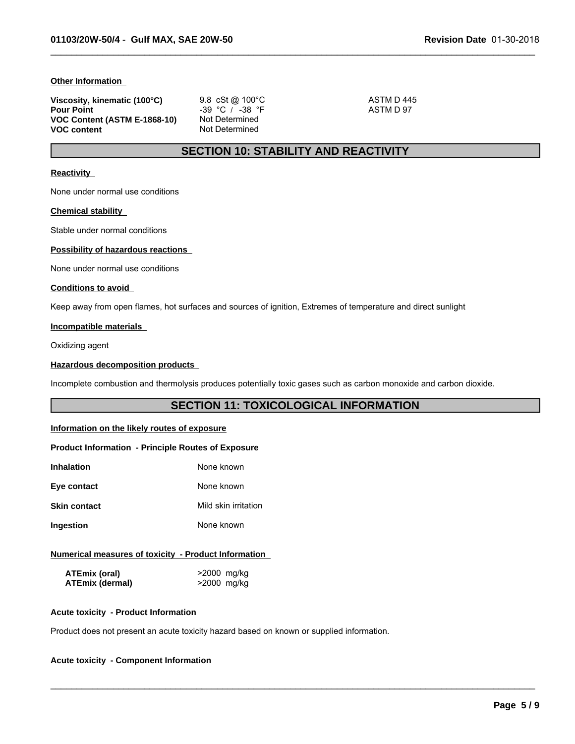**Other Information**

| | | |
|---|---|---|
| **Viscosity, kinematic (100°C)** | 9.8 cSt @ 100°C | ASTM D 445 |
| **Pour Point** | -39 °C / -38 °F | ASTM D 97 |
| **VOC Content (ASTM E-1868-10)** | Not Determined | |
| **VOC content** | Not Determined | |

## SECTION 10: STABILITY AND REACTIVITY

**Reactivity**

None under normal use conditions

**Chemical stability**

Stable under normal conditions

**Possibility of hazardous reactions**

None under normal use conditions

**Conditions to avoid**

Keep away from open flames, hot surfaces and sources of ignition, Extremes of temperature and direct sunlight

**Incompatible materials**

Oxidizing agent

**Hazardous decomposition products**

Incomplete combustion and thermolysis produces potentially toxic gases such as carbon monoxide and carbon dioxide.

## SECTION 11: TOXICOLOGICAL INFORMATION

**Information on the likely routes of exposure**

**Product Information - Principle Routes of Exposure**

| | |
|---|---|
| **Inhalation** | None known |
| **Eye contact** | None known |
| **Skin contact** | Mild skin irritation |
| **Ingestion** | None known |

**Numerical measures of toxicity - Product Information**

| | |
|---|---|
| **ATEmix (oral)** | >2000 mg/kg |
| **ATEmix (dermal)** | >2000 mg/kg |

**Acute toxicity - Product Information**

Product does not present an acute toxicity hazard based on known or supplied information.

**Acute toxicity - Component Information**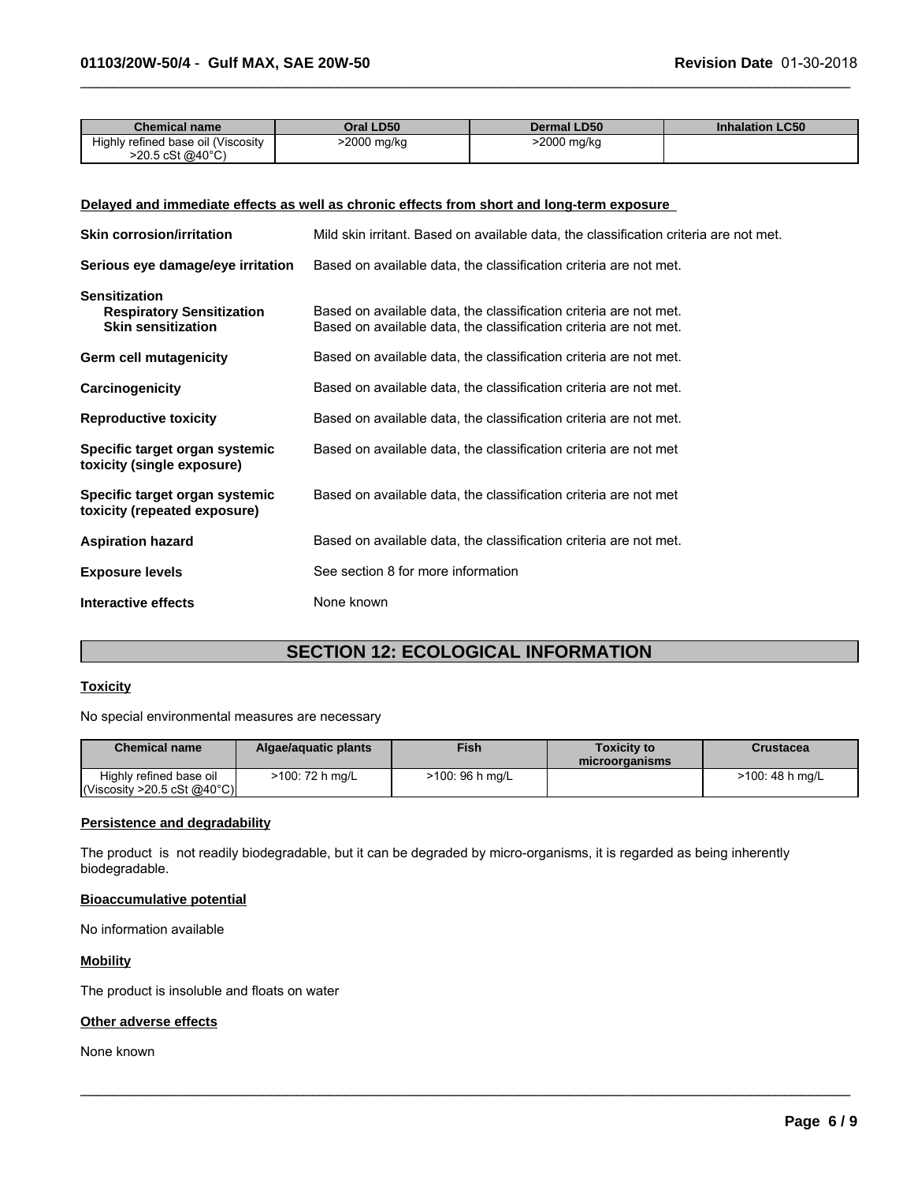| Chemical name | Oral LD50 | Dermal LD50 | Inhalation LC50 |
| --- | --- | --- | --- |
| Highly refined base oil (Viscosity >20.5 cSt @40°C) | >2000 mg/kg | >2000 mg/kg | |

**Delayed and immediate effects as well as chronic effects from short and long-term exposure**

**Skin corrosion/irritation** Mild skin irritant. Based on available data, the classification criteria are not met.

**Serious eye damage/eye irritation** Based on available data, the classification criteria are not met.

**Sensitization**

**Respiratory Sensitization** Based on available data, the classification criteria are not met.

**Skin sensitization** Based on available data, the classification criteria are not met.

**Germ cell mutagenicity** Based on available data, the classification criteria are not met.

**Carcinogenicity** Based on available data, the classification criteria are not met.

**Reproductive toxicity** Based on available data, the classification criteria are not met.

**Specific target organ systemic toxicity (single exposure)** Based on available data, the classification criteria are not met

**Specific target organ systemic toxicity (repeated exposure)** Based on available data, the classification criteria are not met

**Aspiration hazard** Based on available data, the classification criteria are not met.

**Exposure levels** See section 8 for more information

**Interactive effects** None known

## SECTION 12: ECOLOGICAL INFORMATION

**Toxicity**

No special environmental measures are necessary

| Chemical name | Algae/aquatic plants | Fish | Toxicity to microorganisms | Crustacea |
| --- | --- | --- | --- | --- |
| Highly refined base oil (Viscosity >20.5 cSt @40°C) | >100: 72 h mg/L | >100: 96 h mg/L | | >100: 48 h mg/L |

**Persistence and degradability**

The product is not readily biodegradable, but it can be degraded by micro-organisms, it is regarded as being inherently biodegradable.

**Bioaccumulative potential**

No information available

**Mobility**

The product is insoluble and floats on water

**Other adverse effects**

None known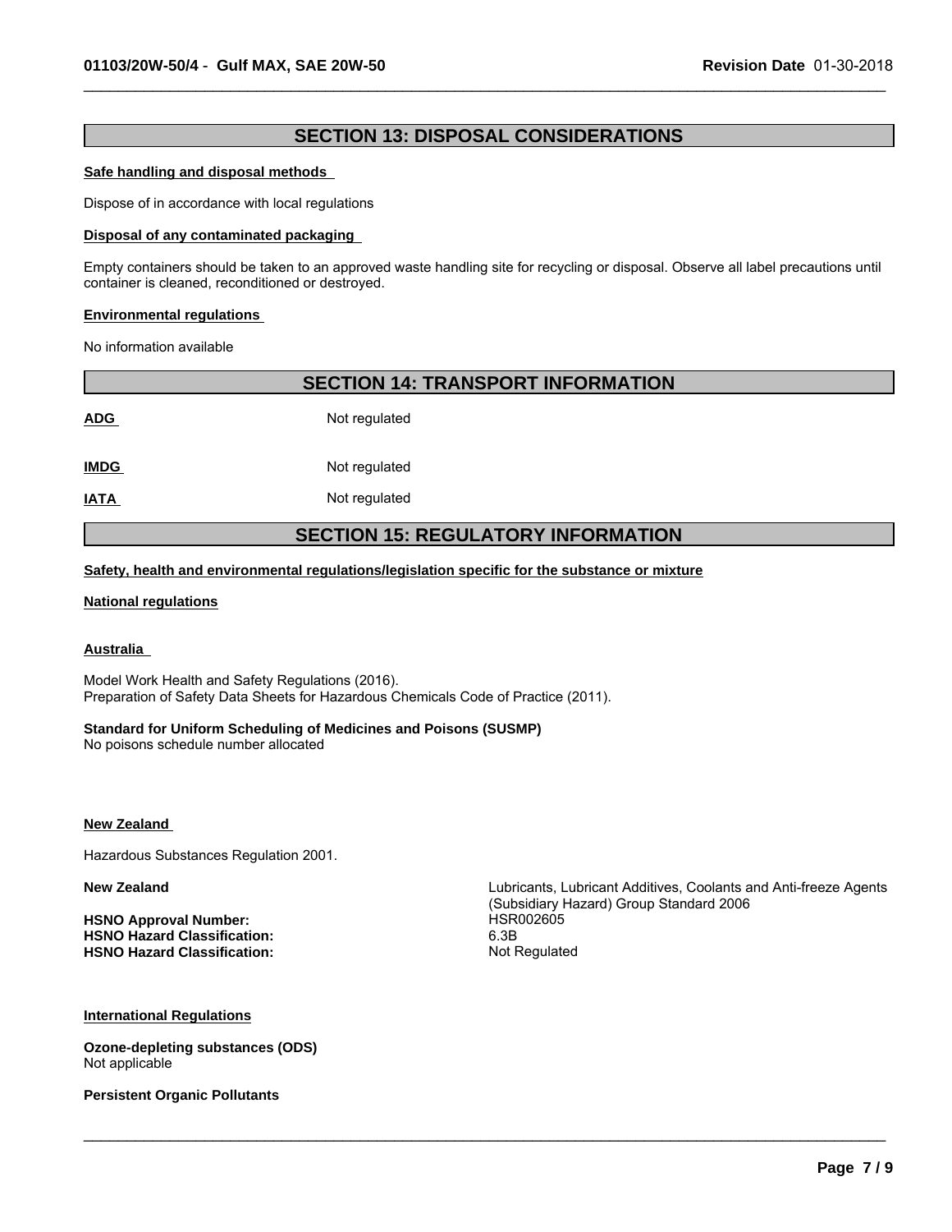## SECTION 13: DISPOSAL CONSIDERATIONS

**Safe handling and disposal methods**

Dispose of in accordance with local regulations

**Disposal of any contaminated packaging**

Empty containers should be taken to an approved waste handling site for recycling or disposal. Observe all label precautions until container is cleaned, reconditioned or destroyed.

**Environmental regulations**

No information available

## SECTION 14: TRANSPORT INFORMATION

| | |
|---|---|
| **ADG** | Not regulated |
| **IMDG** | Not regulated |
| **IATA** | Not regulated |

## SECTION 15: REGULATORY INFORMATION

**Safety, health and environmental regulations/legislation specific for the substance or mixture**

**National regulations**

**Australia**

Model Work Health and Safety Regulations (2016).
Preparation of Safety Data Sheets for Hazardous Chemicals Code of Practice (2011).

**Standard for Uniform Scheduling of Medicines and Poisons (SUSMP)**
No poisons schedule number allocated

**New Zealand**

Hazardous Substances Regulation 2001.

| | |
|---|---|
| **New Zealand** | Lubricants, Lubricant Additives, Coolants and Anti-freeze Agents (Subsidiary Hazard) Group Standard 2006 |
| **HSNO Approval Number:** | HSR002605 |
| **HSNO Hazard Classification:** | 6.3B |
| **HSNO Hazard Classification:** | Not Regulated |

**International Regulations**

**Ozone-depleting substances (ODS)**
Not applicable

**Persistent Organic Pollutants**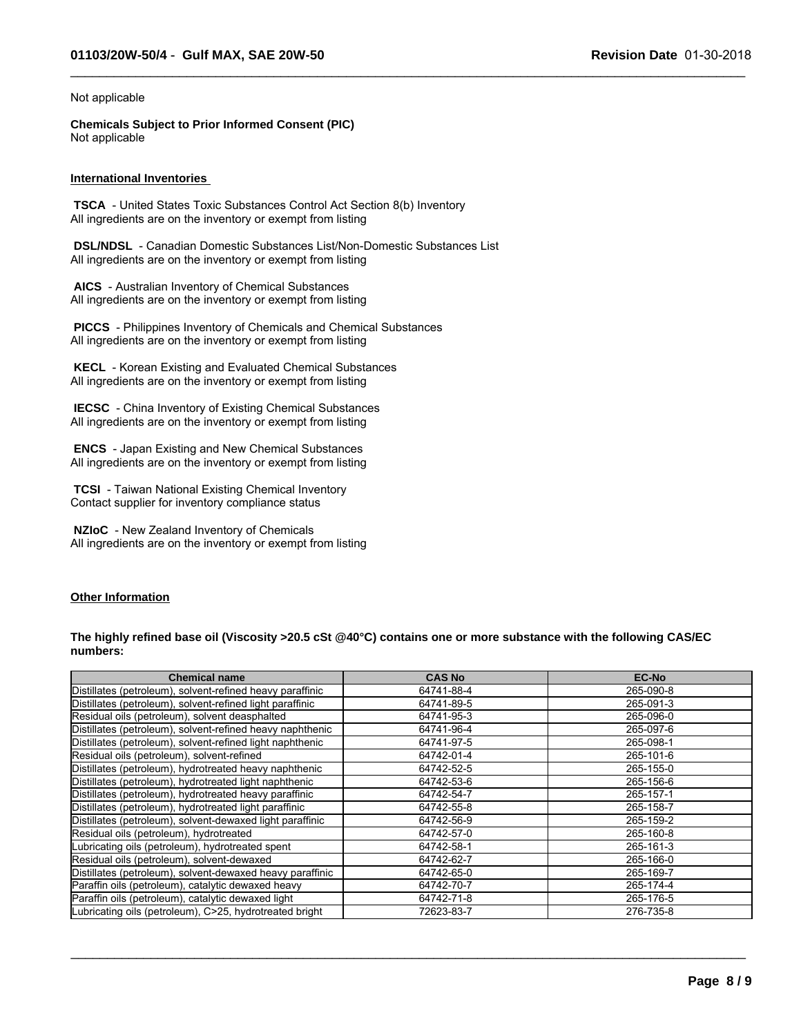Not applicable

**Chemicals Subject to Prior Informed Consent (PIC)**
Not applicable

### International Inventories

**TSCA** - United States Toxic Substances Control Act Section 8(b) Inventory
All ingredients are on the inventory or exempt from listing

**DSL/NDSL** - Canadian Domestic Substances List/Non-Domestic Substances List
All ingredients are on the inventory or exempt from listing

**AICS** - Australian Inventory of Chemical Substances
All ingredients are on the inventory or exempt from listing

**PICCS** - Philippines Inventory of Chemicals and Chemical Substances
All ingredients are on the inventory or exempt from listing

**KECL** - Korean Existing and Evaluated Chemical Substances
All ingredients are on the inventory or exempt from listing

**IECSC** - China Inventory of Existing Chemical Substances
All ingredients are on the inventory or exempt from listing

**ENCS** - Japan Existing and New Chemical Substances
All ingredients are on the inventory or exempt from listing

**TCSI** - Taiwan National Existing Chemical Inventory
Contact supplier for inventory compliance status

**NZIoC** - New Zealand Inventory of Chemicals
All ingredients are on the inventory or exempt from listing

### Other Information

**The highly refined base oil (Viscosity >20.5 cSt @40°C) contains one or more substance with the following CAS/EC numbers:**

| Chemical name | CAS No | EC-No |
|---|---|---|
| Distillates (petroleum), solvent-refined heavy paraffinic | 64741-88-4 | 265-090-8 |
| Distillates (petroleum), solvent-refined light paraffinic | 64741-89-5 | 265-091-3 |
| Residual oils (petroleum), solvent deasphalted | 64741-95-3 | 265-096-0 |
| Distillates (petroleum), solvent-refined heavy naphthenic | 64741-96-4 | 265-097-6 |
| Distillates (petroleum), solvent-refined light naphthenic | 64741-97-5 | 265-098-1 |
| Residual oils (petroleum), solvent-refined | 64742-01-4 | 265-101-6 |
| Distillates (petroleum), hydrotreated heavy naphthenic | 64742-52-5 | 265-155-0 |
| Distillates (petroleum), hydrotreated light naphthenic | 64742-53-6 | 265-156-6 |
| Distillates (petroleum), hydrotreated heavy paraffinic | 64742-54-7 | 265-157-1 |
| Distillates (petroleum), hydrotreated light paraffinic | 64742-55-8 | 265-158-7 |
| Distillates (petroleum), solvent-dewaxed light paraffinic | 64742-56-9 | 265-159-2 |
| Residual oils (petroleum), hydrotreated | 64742-57-0 | 265-160-8 |
| Lubricating oils (petroleum), hydrotreated spent | 64742-58-1 | 265-161-3 |
| Residual oils (petroleum), solvent-dewaxed | 64742-62-7 | 265-166-0 |
| Distillates (petroleum), solvent-dewaxed heavy paraffinic | 64742-65-0 | 265-169-7 |
| Paraffin oils (petroleum), catalytic dewaxed heavy | 64742-70-7 | 265-174-4 |
| Paraffin oils (petroleum), catalytic dewaxed light | 64742-71-8 | 265-176-5 |
| Lubricating oils (petroleum), C>25, hydrotreated bright | 72623-83-7 | 276-735-8 |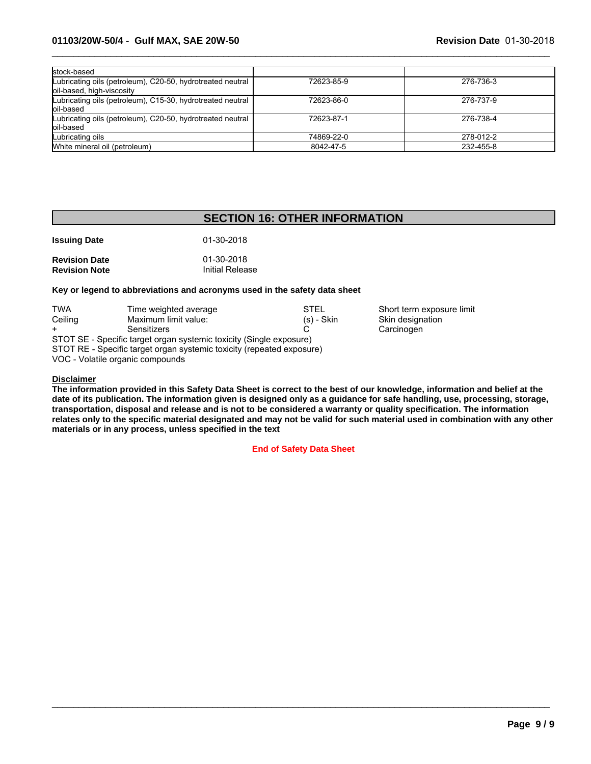| | | |
|---|---|---|
| stock-based | | |
| Lubricating oils (petroleum), C20-50, hydrotreated neutral oil-based, high-viscosity | 72623-85-9 | 276-736-3 |
| Lubricating oils (petroleum), C15-30, hydrotreated neutral oil-based | 72623-86-0 | 276-737-9 |
| Lubricating oils (petroleum), C20-50, hydrotreated neutral oil-based | 72623-87-1 | 276-738-4 |
| Lubricating oils | 74869-22-0 | 278-012-2 |
| White mineral oil (petroleum) | 8042-47-5 | 232-455-8 |

## SECTION 16: OTHER INFORMATION

**Issuing Date** 01-30-2018

**Revision Date** 01-30-2018
**Revision Note** Initial Release

**Key or legend to abbreviations and acronyms used in the safety data sheet**

| | | | |
|---|---|---|---|
| TWA | Time weighted average | STEL | Short term exposure limit |
| Ceiling | Maximum limit value: | (s) - Skin | Skin designation |
| + | Sensitizers | C | Carcinogen |

STOT SE - Specific target organ systemic toxicity (Single exposure)
STOT RE - Specific target organ systemic toxicity (repeated exposure)
VOC - Volatile organic compounds

**Disclaimer**

**The information provided in this Safety Data Sheet is correct to the best of our knowledge, information and belief at the date of its publication. The information given is designed only as a guidance for safe handling, use, processing, storage, transportation, disposal and release and is not to be considered a warranty or quality specification. The information relates only to the specific material designated and may not be valid for such material used in combination with any other materials or in any process, unless specified in the text**

**End of Safety Data Sheet**